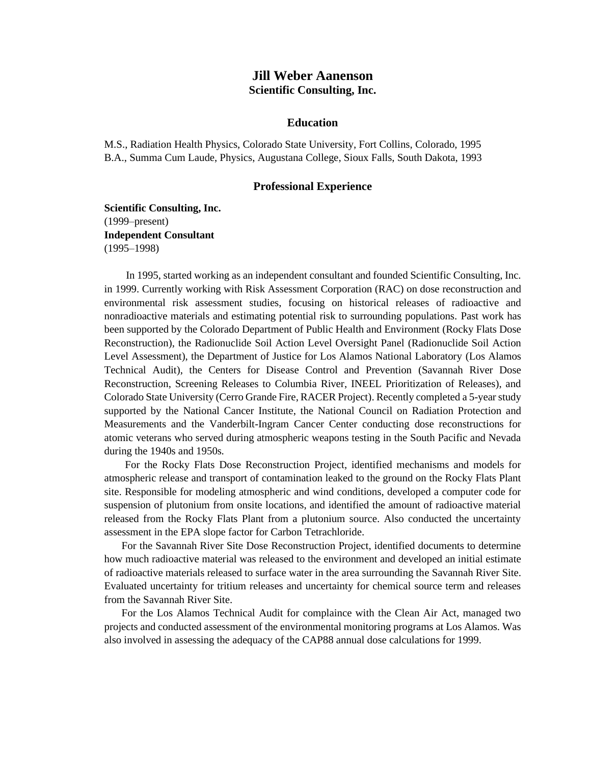# Jill Weber Aanenson

**Scientific Consulting, Inc.**

## Education

M.S., Radiation Health Physics, Colorado State University, Fort Collins, Colorado, 1995
B.A., Summa Cum Laude, Physics, Augustana College, Sioux Falls, South Dakota, 1993

## Professional Experience

**Scientific Consulting, Inc.**
(1999–present)
**Independent Consultant**
(1995–1998)

In 1995, started working as an independent consultant and founded Scientific Consulting, Inc. in 1999. Currently working with Risk Assessment Corporation (RAC) on dose reconstruction and environmental risk assessment studies, focusing on historical releases of radioactive and nonradioactive materials and estimating potential risk to surrounding populations. Past work has been supported by the Colorado Department of Public Health and Environment (Rocky Flats Dose Reconstruction), the Radionuclide Soil Action Level Oversight Panel (Radionuclide Soil Action Level Assessment), the Department of Justice for Los Alamos National Laboratory (Los Alamos Technical Audit), the Centers for Disease Control and Prevention (Savannah River Dose Reconstruction, Screening Releases to Columbia River, INEEL Prioritization of Releases), and Colorado State University (Cerro Grande Fire, RACER Project). Recently completed a 5-year study supported by the National Cancer Institute, the National Council on Radiation Protection and Measurements and the Vanderbilt-Ingram Cancer Center conducting dose reconstructions for atomic veterans who served during atmospheric weapons testing in the South Pacific and Nevada during the 1940s and 1950s.

For the Rocky Flats Dose Reconstruction Project, identified mechanisms and models for atmospheric release and transport of contamination leaked to the ground on the Rocky Flats Plant site. Responsible for modeling atmospheric and wind conditions, developed a computer code for suspension of plutonium from onsite locations, and identified the amount of radioactive material released from the Rocky Flats Plant from a plutonium source. Also conducted the uncertainty assessment in the EPA slope factor for Carbon Tetrachloride.

For the Savannah River Site Dose Reconstruction Project, identified documents to determine how much radioactive material was released to the environment and developed an initial estimate of radioactive materials released to surface water in the area surrounding the Savannah River Site. Evaluated uncertainty for tritium releases and uncertainty for chemical source term and releases from the Savannah River Site.

For the Los Alamos Technical Audit for complaince with the Clean Air Act, managed two projects and conducted assessment of the environmental monitoring programs at Los Alamos. Was also involved in assessing the adequacy of the CAP88 annual dose calculations for 1999.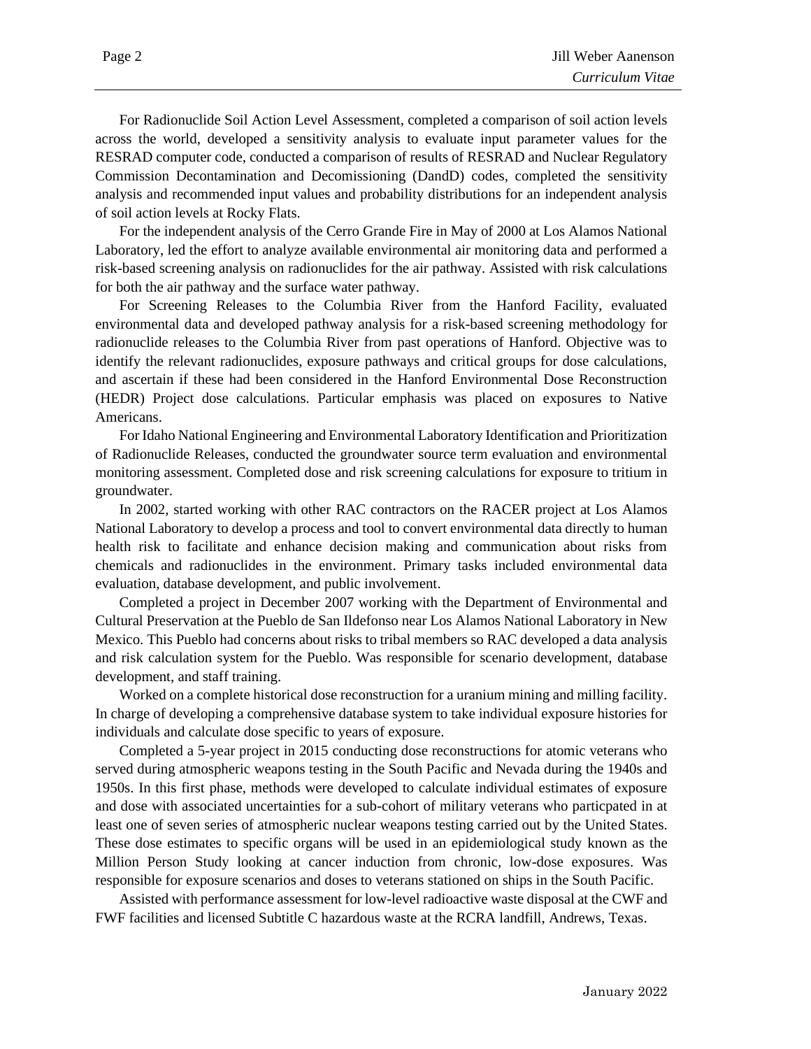For Radionuclide Soil Action Level Assessment, completed a comparison of soil action levels across the world, developed a sensitivity analysis to evaluate input parameter values for the RESRAD computer code, conducted a comparison of results of RESRAD and Nuclear Regulatory Commission Decontamination and Decomissioning (DandD) codes, completed the sensitivity analysis and recommended input values and probability distributions for an independent analysis of soil action levels at Rocky Flats.

For the independent analysis of the Cerro Grande Fire in May of 2000 at Los Alamos National Laboratory, led the effort to analyze available environmental air monitoring data and performed a risk-based screening analysis on radionuclides for the air pathway. Assisted with risk calculations for both the air pathway and the surface water pathway.

For Screening Releases to the Columbia River from the Hanford Facility, evaluated environmental data and developed pathway analysis for a risk-based screening methodology for radionuclide releases to the Columbia River from past operations of Hanford. Objective was to identify the relevant radionuclides, exposure pathways and critical groups for dose calculations, and ascertain if these had been considered in the Hanford Environmental Dose Reconstruction (HEDR) Project dose calculations. Particular emphasis was placed on exposures to Native Americans.

For Idaho National Engineering and Environmental Laboratory Identification and Prioritization of Radionuclide Releases, conducted the groundwater source term evaluation and environmental monitoring assessment. Completed dose and risk screening calculations for exposure to tritium in groundwater.

In 2002, started working with other RAC contractors on the RACER project at Los Alamos National Laboratory to develop a process and tool to convert environmental data directly to human health risk to facilitate and enhance decision making and communication about risks from chemicals and radionuclides in the environment. Primary tasks included environmental data evaluation, database development, and public involvement.

Completed a project in December 2007 working with the Department of Environmental and Cultural Preservation at the Pueblo de San Ildefonso near Los Alamos National Laboratory in New Mexico. This Pueblo had concerns about risks to tribal members so RAC developed a data analysis and risk calculation system for the Pueblo. Was responsible for scenario development, database development, and staff training.

Worked on a complete historical dose reconstruction for a uranium mining and milling facility. In charge of developing a comprehensive database system to take individual exposure histories for individuals and calculate dose specific to years of exposure.

Completed a 5-year project in 2015 conducting dose reconstructions for atomic veterans who served during atmospheric weapons testing in the South Pacific and Nevada during the 1940s and 1950s. In this first phase, methods were developed to calculate individual estimates of exposure and dose with associated uncertainties for a sub-cohort of military veterans who particpated in at least one of seven series of atmospheric nuclear weapons testing carried out by the United States. These dose estimates to specific organs will be used in an epidemiological study known as the Million Person Study looking at cancer induction from chronic, low-dose exposures. Was responsible for exposure scenarios and doses to veterans stationed on ships in the South Pacific.

Assisted with performance assessment for low-level radioactive waste disposal at the CWF and FWF facilities and licensed Subtitle C hazardous waste at the RCRA landfill, Andrews, Texas.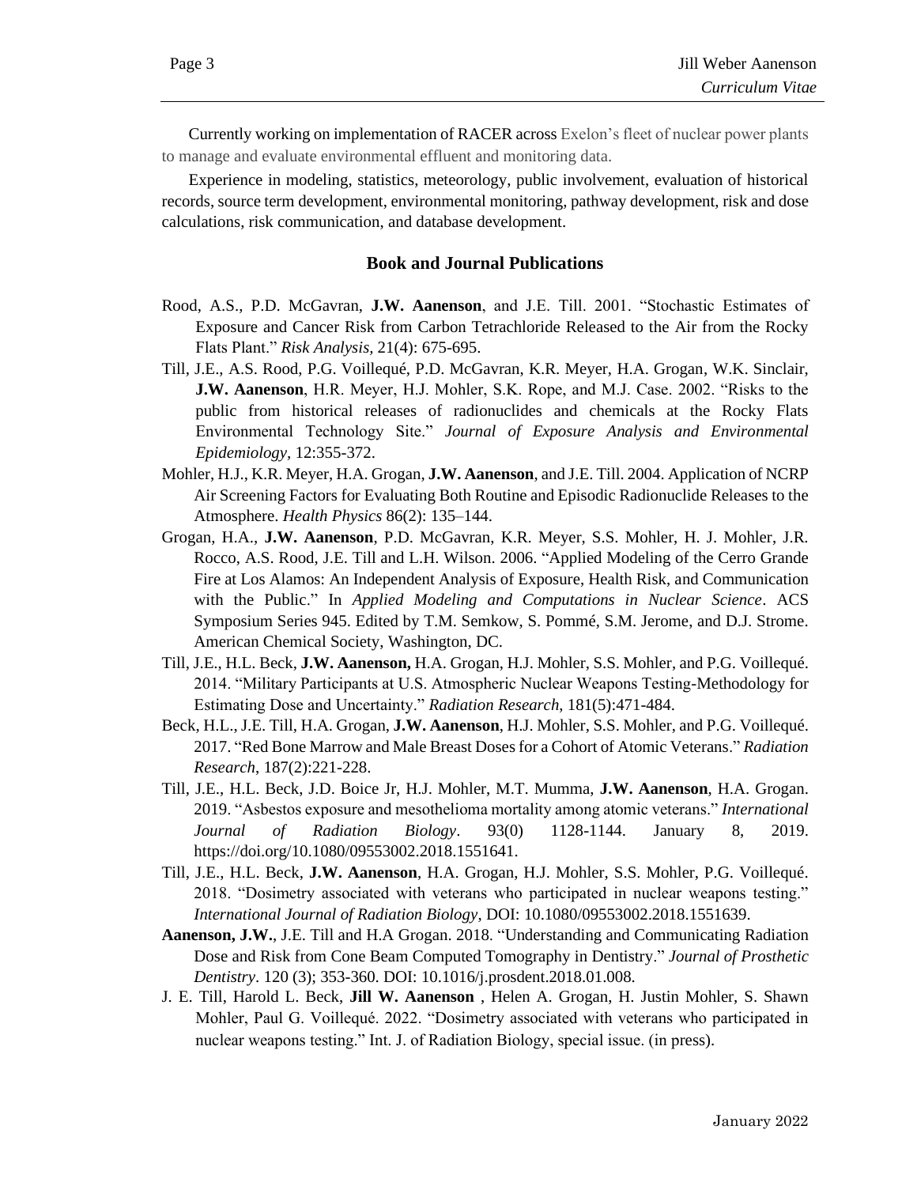Currently working on implementation of RACER across Exelon's fleet of nuclear power plants to manage and evaluate environmental effluent and monitoring data.

Experience in modeling, statistics, meteorology, public involvement, evaluation of historical records, source term development, environmental monitoring, pathway development, risk and dose calculations, risk communication, and database development.

## Book and Journal Publications

Rood, A.S., P.D. McGavran, **J.W. Aanenson**, and J.E. Till. 2001. "Stochastic Estimates of Exposure and Cancer Risk from Carbon Tetrachloride Released to the Air from the Rocky Flats Plant." *Risk Analysis,* 21(4): 675-695.

Till, J.E., A.S. Rood, P.G. Voillequé, P.D. McGavran, K.R. Meyer, H.A. Grogan, W.K. Sinclair, **J.W. Aanenson**, H.R. Meyer, H.J. Mohler, S.K. Rope, and M.J. Case. 2002. "Risks to the public from historical releases of radionuclides and chemicals at the Rocky Flats Environmental Technology Site." *Journal of Exposure Analysis and Environmental Epidemiology,* 12:355-372.

Mohler, H.J., K.R. Meyer, H.A. Grogan, **J.W. Aanenson**, and J.E. Till. 2004. Application of NCRP Air Screening Factors for Evaluating Both Routine and Episodic Radionuclide Releases to the Atmosphere. *Health Physics* 86(2): 135–144.

Grogan, H.A., **J.W. Aanenson**, P.D. McGavran, K.R. Meyer, S.S. Mohler, H. J. Mohler, J.R. Rocco, A.S. Rood, J.E. Till and L.H. Wilson. 2006. "Applied Modeling of the Cerro Grande Fire at Los Alamos: An Independent Analysis of Exposure, Health Risk, and Communication with the Public." In *Applied Modeling and Computations in Nuclear Science*. ACS Symposium Series 945. Edited by T.M. Semkow, S. Pommé, S.M. Jerome, and D.J. Strome. American Chemical Society, Washington, DC.

Till, J.E., H.L. Beck, **J.W. Aanenson,** H.A. Grogan, H.J. Mohler, S.S. Mohler, and P.G. Voillequé. 2014. "Military Participants at U.S. Atmospheric Nuclear Weapons Testing-Methodology for Estimating Dose and Uncertainty." *Radiation Research*, 181(5):471-484.

Beck, H.L., J.E. Till, H.A. Grogan, **J.W. Aanenson**, H.J. Mohler, S.S. Mohler, and P.G. Voillequé. 2017. "Red Bone Marrow and Male Breast Doses for a Cohort of Atomic Veterans." *Radiation Research*, 187(2):221-228.

Till, J.E., H.L. Beck, J.D. Boice Jr, H.J. Mohler, M.T. Mumma, **J.W. Aanenson**, H.A. Grogan. 2019. "Asbestos exposure and mesothelioma mortality among atomic veterans." *International Journal of Radiation Biology*. 93(0) 1128-1144. January 8, 2019. https://doi.org/10.1080/09553002.2018.1551641.

Till, J.E., H.L. Beck, **J.W. Aanenson**, H.A. Grogan, H.J. Mohler, S.S. Mohler, P.G. Voillequé. 2018. "Dosimetry associated with veterans who participated in nuclear weapons testing." *International Journal of Radiation Biology*, DOI: 10.1080/09553002.2018.1551639.

**Aanenson, J.W.**, J.E. Till and H.A Grogan. 2018. "Understanding and Communicating Radiation Dose and Risk from Cone Beam Computed Tomography in Dentistry." *Journal of Prosthetic Dentistry*. 120 (3); 353-360. DOI: 10.1016/j.prosdent.2018.01.008.

J. E. Till, Harold L. Beck, **Jill W. Aanenson** , Helen A. Grogan, H. Justin Mohler, S. Shawn Mohler, Paul G. Voillequé. 2022. "Dosimetry associated with veterans who participated in nuclear weapons testing." Int. J. of Radiation Biology, special issue. (in press).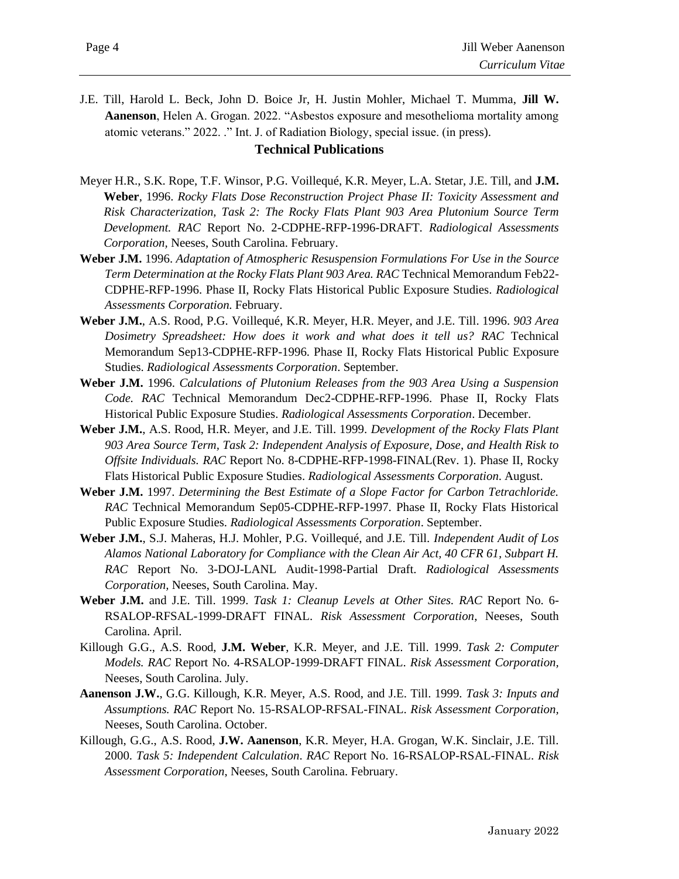J.E. Till, Harold L. Beck, John D. Boice Jr, H. Justin Mohler, Michael T. Mumma, **Jill W. Aanenson**, Helen A. Grogan. 2022. "Asbestos exposure and mesothelioma mortality among atomic veterans." 2022. ." Int. J. of Radiation Biology, special issue. (in press).

## Technical Publications

Meyer H.R., S.K. Rope, T.F. Winsor, P.G. Voillequé, K.R. Meyer, L.A. Stetar, J.E. Till, and **J.M. Weber**, 1996. *Rocky Flats Dose Reconstruction Project Phase II: Toxicity Assessment and Risk Characterization, Task 2: The Rocky Flats Plant 903 Area Plutonium Source Term Development. RAC* Report No. 2-CDPHE-RFP-1996-DRAFT. *Radiological Assessments Corporation*, Neeses, South Carolina. February.

**Weber J.M.** 1996. *Adaptation of Atmospheric Resuspension Formulations For Use in the Source Term Determination at the Rocky Flats Plant 903 Area. RAC* Technical Memorandum Feb22-CDPHE-RFP-1996. Phase II, Rocky Flats Historical Public Exposure Studies. *Radiological Assessments Corporation.* February.

**Weber J.M.**, A.S. Rood, P.G. Voillequé, K.R. Meyer, H.R. Meyer, and J.E. Till. 1996. *903 Area Dosimetry Spreadsheet: How does it work and what does it tell us? RAC* Technical Memorandum Sep13-CDPHE-RFP-1996. Phase II, Rocky Flats Historical Public Exposure Studies. *Radiological Assessments Corporation*. September.

**Weber J.M.** 1996. *Calculations of Plutonium Releases from the 903 Area Using a Suspension Code. RAC* Technical Memorandum Dec2-CDPHE-RFP-1996. Phase II, Rocky Flats Historical Public Exposure Studies. *Radiological Assessments Corporation*. December.

**Weber J.M.**, A.S. Rood, H.R. Meyer, and J.E. Till. 1999. *Development of the Rocky Flats Plant 903 Area Source Term, Task 2: Independent Analysis of Exposure, Dose, and Health Risk to Offsite Individuals. RAC* Report No. 8-CDPHE-RFP-1998-FINAL(Rev. 1). Phase II, Rocky Flats Historical Public Exposure Studies. *Radiological Assessments Corporation.* August.

**Weber J.M.** 1997. *Determining the Best Estimate of a Slope Factor for Carbon Tetrachloride. RAC* Technical Memorandum Sep05-CDPHE-RFP-1997. Phase II, Rocky Flats Historical Public Exposure Studies. *Radiological Assessments Corporation*. September.

**Weber J.M.**, S.J. Maheras, H.J. Mohler, P.G. Voillequé, and J.E. Till. *Independent Audit of Los Alamos National Laboratory for Compliance with the Clean Air Act, 40 CFR 61, Subpart H. RAC* Report No. 3-DOJ-LANL Audit-1998-Partial Draft. *Radiological Assessments Corporation,* Neeses, South Carolina. May.

**Weber J.M.** and J.E. Till. 1999. *Task 1: Cleanup Levels at Other Sites. RAC* Report No. 6-RSALOP-RFSAL-1999-DRAFT FINAL. *Risk Assessment Corporation*, Neeses, South Carolina. April.

Killough G.G., A.S. Rood, **J.M. Weber**, K.R. Meyer, and J.E. Till. 1999. *Task 2: Computer Models. RAC* Report No. 4-RSALOP-1999-DRAFT FINAL. *Risk Assessment Corporation*, Neeses, South Carolina. July.

**Aanenson J.W.**, G.G. Killough, K.R. Meyer, A.S. Rood, and J.E. Till. 1999. *Task 3: Inputs and Assumptions. RAC* Report No. 15-RSALOP-RFSAL-FINAL. *Risk Assessment Corporation*, Neeses, South Carolina. October.

Killough, G.G., A.S. Rood, **J.W. Aanenson**, K.R. Meyer, H.A. Grogan, W.K. Sinclair, J.E. Till. 2000. *Task 5: Independent Calculation*. *RAC* Report No. 16-RSALOP-RSAL-FINAL. *Risk Assessment Corporation*, Neeses, South Carolina. February.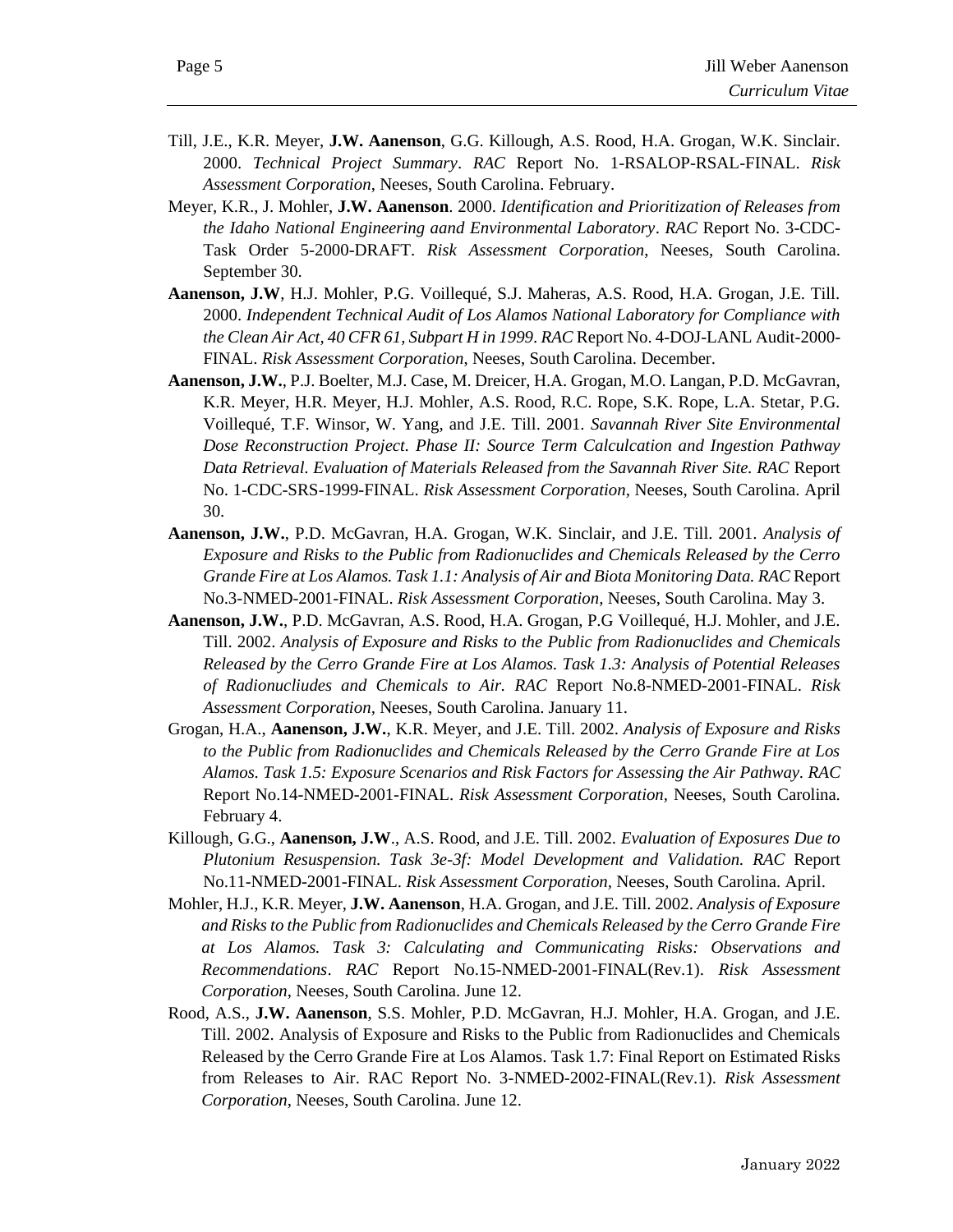Till, J.E., K.R. Meyer, **J.W. Aanenson**, G.G. Killough, A.S. Rood, H.A. Grogan, W.K. Sinclair. 2000. *Technical Project Summary*. *RAC* Report No. 1-RSALOP-RSAL-FINAL. *Risk Assessment Corporation*, Neeses, South Carolina. February.

Meyer, K.R., J. Mohler, **J.W. Aanenson**. 2000. *Identification and Prioritization of Releases from the Idaho National Engineering aand Environmental Laboratory*. *RAC* Report No. 3-CDC-Task Order 5-2000-DRAFT. *Risk Assessment Corporation*, Neeses, South Carolina. September 30.

**Aanenson, J.W**, H.J. Mohler, P.G. Voillequé, S.J. Maheras, A.S. Rood, H.A. Grogan, J.E. Till. 2000. *Independent Technical Audit of Los Alamos National Laboratory for Compliance with the Clean Air Act, 40 CFR 61, Subpart H in 1999*. *RAC* Report No. 4-DOJ-LANL Audit-2000-FINAL. *Risk Assessment Corporation*, Neeses, South Carolina. December.

**Aanenson, J.W.**, P.J. Boelter, M.J. Case, M. Dreicer, H.A. Grogan, M.O. Langan, P.D. McGavran, K.R. Meyer, H.R. Meyer, H.J. Mohler, A.S. Rood, R.C. Rope, S.K. Rope, L.A. Stetar, P.G. Voillequé, T.F. Winsor, W. Yang, and J.E. Till. 2001. *Savannah River Site Environmental Dose Reconstruction Project. Phase II: Source Term Calculcation and Ingestion Pathway Data Retrieval. Evaluation of Materials Released from the Savannah River Site. RAC* Report No. 1-CDC-SRS-1999-FINAL. *Risk Assessment Corporation*, Neeses, South Carolina. April 30.

**Aanenson, J.W.**, P.D. McGavran, H.A. Grogan, W.K. Sinclair, and J.E. Till. 2001. *Analysis of Exposure and Risks to the Public from Radionuclides and Chemicals Released by the Cerro Grande Fire at Los Alamos. Task 1.1: Analysis of Air and Biota Monitoring Data. RAC* Report No.3-NMED-2001-FINAL. *Risk Assessment Corporation*, Neeses, South Carolina. May 3.

**Aanenson, J.W.**, P.D. McGavran, A.S. Rood, H.A. Grogan, P.G Voillequé, H.J. Mohler, and J.E. Till. 2002. *Analysis of Exposure and Risks to the Public from Radionuclides and Chemicals Released by the Cerro Grande Fire at Los Alamos. Task 1.3: Analysis of Potential Releases of Radionucliudes and Chemicals to Air. RAC* Report No.8-NMED-2001-FINAL. *Risk Assessment Corporation*, Neeses, South Carolina. January 11.

Grogan, H.A., **Aanenson, J.W.**, K.R. Meyer, and J.E. Till. 2002. *Analysis of Exposure and Risks to the Public from Radionuclides and Chemicals Released by the Cerro Grande Fire at Los Alamos. Task 1.5: Exposure Scenarios and Risk Factors for Assessing the Air Pathway*. *RAC* Report No.14-NMED-2001-FINAL. *Risk Assessment Corporation*, Neeses, South Carolina. February 4.

Killough, G.G., **Aanenson, J.W**., A.S. Rood, and J.E. Till. 2002. *Evaluation of Exposures Due to Plutonium Resuspension. Task 3e-3f: Model Development and Validation. RAC* Report No.11-NMED-2001-FINAL. *Risk Assessment Corporation*, Neeses, South Carolina. April.

Mohler, H.J., K.R. Meyer, **J.W. Aanenson**, H.A. Grogan, and J.E. Till. 2002. *Analysis of Exposure and Risks to the Public from Radionuclides and Chemicals Released by the Cerro Grande Fire at Los Alamos. Task 3: Calculating and Communicating Risks: Observations and Recommendations*. *RAC* Report No.15-NMED-2001-FINAL(Rev.1). *Risk Assessment Corporation*, Neeses, South Carolina. June 12.

Rood, A.S., **J.W. Aanenson**, S.S. Mohler, P.D. McGavran, H.J. Mohler, H.A. Grogan, and J.E. Till. 2002. Analysis of Exposure and Risks to the Public from Radionuclides and Chemicals Released by the Cerro Grande Fire at Los Alamos. Task 1.7: Final Report on Estimated Risks from Releases to Air. RAC Report No. 3-NMED-2002-FINAL(Rev.1). *Risk Assessment Corporation*, Neeses, South Carolina. June 12.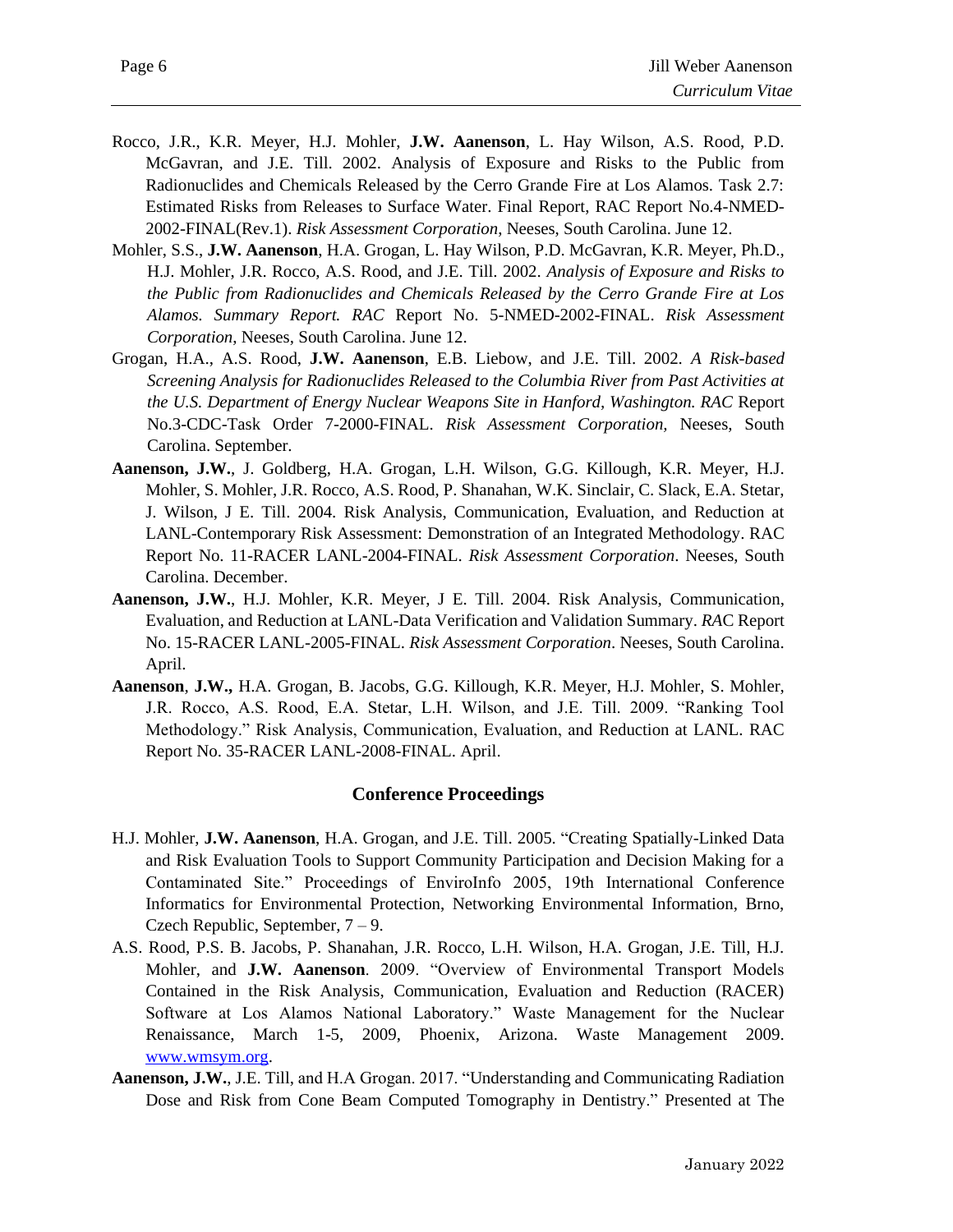Rocco, J.R., K.R. Meyer, H.J. Mohler, **J.W. Aanenson**, L. Hay Wilson, A.S. Rood, P.D. McGavran, and J.E. Till. 2002. Analysis of Exposure and Risks to the Public from Radionuclides and Chemicals Released by the Cerro Grande Fire at Los Alamos. Task 2.7: Estimated Risks from Releases to Surface Water. Final Report, RAC Report No.4-NMED-2002-FINAL(Rev.1). *Risk Assessment Corporation*, Neeses, South Carolina. June 12.

Mohler, S.S., **J.W. Aanenson**, H.A. Grogan, L. Hay Wilson, P.D. McGavran, K.R. Meyer, Ph.D., H.J. Mohler, J.R. Rocco, A.S. Rood, and J.E. Till. 2002. *Analysis of Exposure and Risks to the Public from Radionuclides and Chemicals Released by the Cerro Grande Fire at Los Alamos. Summary Report. RAC* Report No. 5-NMED-2002-FINAL. *Risk Assessment Corporation*, Neeses, South Carolina. June 12.

Grogan, H.A., A.S. Rood, **J.W. Aanenson**, E.B. Liebow, and J.E. Till. 2002. *A Risk-based Screening Analysis for Radionuclides Released to the Columbia River from Past Activities at the U.S. Department of Energy Nuclear Weapons Site in Hanford, Washington. RAC* Report No.3-CDC-Task Order 7-2000-FINAL. *Risk Assessment Corporation,* Neeses, South Carolina. September.

**Aanenson, J.W.**, J. Goldberg, H.A. Grogan, L.H. Wilson, G.G. Killough, K.R. Meyer, H.J. Mohler, S. Mohler, J.R. Rocco, A.S. Rood, P. Shanahan, W.K. Sinclair, C. Slack, E.A. Stetar, J. Wilson, J E. Till. 2004. Risk Analysis, Communication, Evaluation, and Reduction at LANL-Contemporary Risk Assessment: Demonstration of an Integrated Methodology. RAC Report No. 11-RACER LANL-2004-FINAL. *Risk Assessment Corporation*. Neeses, South Carolina. December.

**Aanenson, J.W.**, H.J. Mohler, K.R. Meyer, J E. Till. 2004. Risk Analysis, Communication, Evaluation, and Reduction at LANL-Data Verification and Validation Summary. *RA*C Report No. 15-RACER LANL-2005-FINAL. *Risk Assessment Corporation*. Neeses, South Carolina. April.

**Aanenson**, **J.W.,** H.A. Grogan, B. Jacobs, G.G. Killough, K.R. Meyer, H.J. Mohler, S. Mohler, J.R. Rocco, A.S. Rood, E.A. Stetar, L.H. Wilson, and J.E. Till. 2009. "Ranking Tool Methodology." Risk Analysis, Communication, Evaluation, and Reduction at LANL. RAC Report No. 35-RACER LANL-2008-FINAL. April.

## Conference Proceedings

H.J. Mohler, **J.W. Aanenson**, H.A. Grogan, and J.E. Till. 2005. "Creating Spatially-Linked Data and Risk Evaluation Tools to Support Community Participation and Decision Making for a Contaminated Site." Proceedings of EnviroInfo 2005, 19th International Conference Informatics for Environmental Protection, Networking Environmental Information, Brno, Czech Republic, September, 7 – 9.

A.S. Rood, P.S. B. Jacobs, P. Shanahan, J.R. Rocco, L.H. Wilson, H.A. Grogan, J.E. Till, H.J. Mohler, and **J.W. Aanenson**. 2009. "Overview of Environmental Transport Models Contained in the Risk Analysis, Communication, Evaluation and Reduction (RACER) Software at Los Alamos National Laboratory." Waste Management for the Nuclear Renaissance, March 1-5, 2009, Phoenix, Arizona. Waste Management 2009. www.wmsym.org.

**Aanenson, J.W.**, J.E. Till, and H.A Grogan. 2017. "Understanding and Communicating Radiation Dose and Risk from Cone Beam Computed Tomography in Dentistry." Presented at The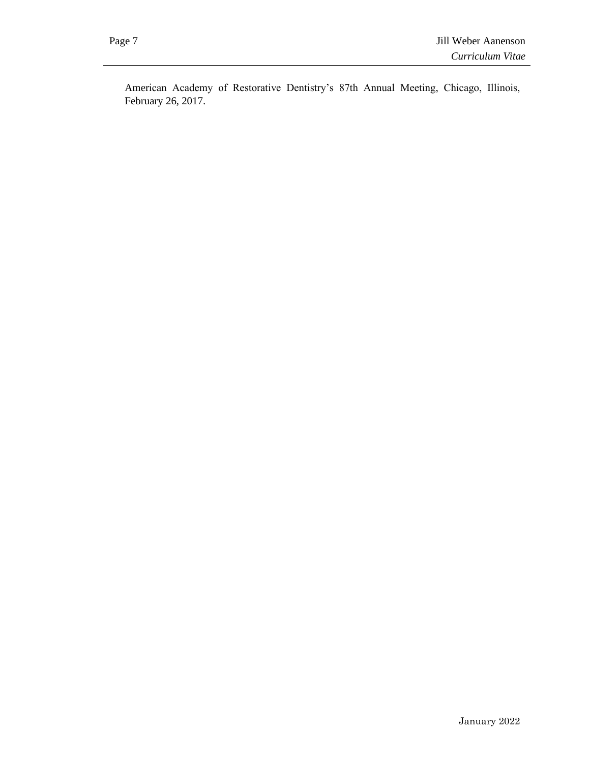American Academy of Restorative Dentistry’s 87th Annual Meeting, Chicago, Illinois, February 26, 2017.